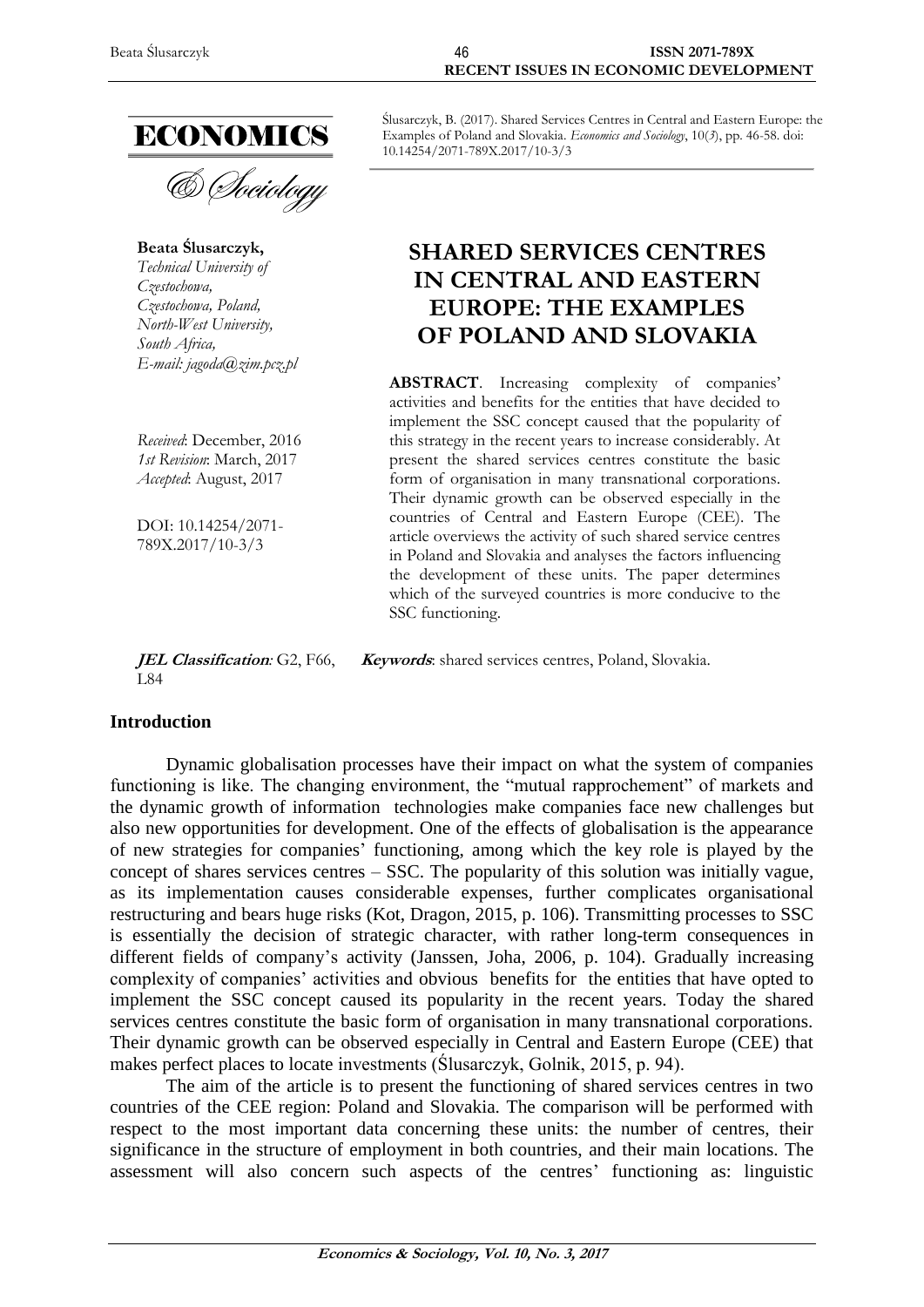ECONOMICS

& Sociology

Ślusarczyk, B. (2017). Shared Services Centres in Central and Eastern Europe: the Examples of Poland and Slovakia. *Economics and Sociology*, 10(*3*), pp. 46-58. doi: 10.14254/2071-789X.2017/10-3/3

**Beata Ślusarczyk,**
*Technical University of Czestochowa,*
*Czestochowa, Poland,*
*North-West University,*
*South Africa,*
*E-mail: jagoda@zim.pcz.pl*

*Received*: December, 2016
*1st Revision*: March, 2017
*Accepted*: August, 2017

DOI: 10.14254/2071-789X.2017/10-3/3

# SHARED SERVICES CENTRES IN CENTRAL AND EASTERN EUROPE: THE EXAMPLES OF POLAND AND SLOVAKIA

**ABSTRACT**. Increasing complexity of companies' activities and benefits for the entities that have decided to implement the SSC concept caused that the popularity of this strategy in the recent years to increase considerably. At present the shared services centres constitute the basic form of organisation in many transnational corporations. Their dynamic growth can be observed especially in the countries of Central and Eastern Europe (CEE). The article overviews the activity of such shared service centres in Poland and Slovakia and analyses the factors influencing the development of these units. The paper determines which of the surveyed countries is more conducive to the SSC functioning.

***JEL Classification**:* G2, F66, L84

***Keywords***: shared services centres, Poland, Slovakia.

## Introduction

Dynamic globalisation processes have their impact on what the system of companies functioning is like. The changing environment, the "mutual rapprochement" of markets and the dynamic growth of information technologies make companies face new challenges but also new opportunities for development. One of the effects of globalisation is the appearance of new strategies for companies' functioning, among which the key role is played by the concept of shares services centres – SSC. The popularity of this solution was initially vague, as its implementation causes considerable expenses, further complicates organisational restructuring and bears huge risks (Kot, Dragon, 2015, p. 106). Transmitting processes to SSC is essentially the decision of strategic character, with rather long-term consequences in different fields of company's activity (Janssen, Joha, 2006, p. 104). Gradually increasing complexity of companies' activities and obvious benefits for the entities that have opted to implement the SSC concept caused its popularity in the recent years. Today the shared services centres constitute the basic form of organisation in many transnational corporations. Their dynamic growth can be observed especially in Central and Eastern Europe (CEE) that makes perfect places to locate investments (Ślusarczyk, Golnik, 2015, p. 94).

The aim of the article is to present the functioning of shared services centres in two countries of the CEE region: Poland and Slovakia. The comparison will be performed with respect to the most important data concerning these units: the number of centres, their significance in the structure of employment in both countries, and their main locations. The assessment will also concern such aspects of the centres' functioning as: linguistic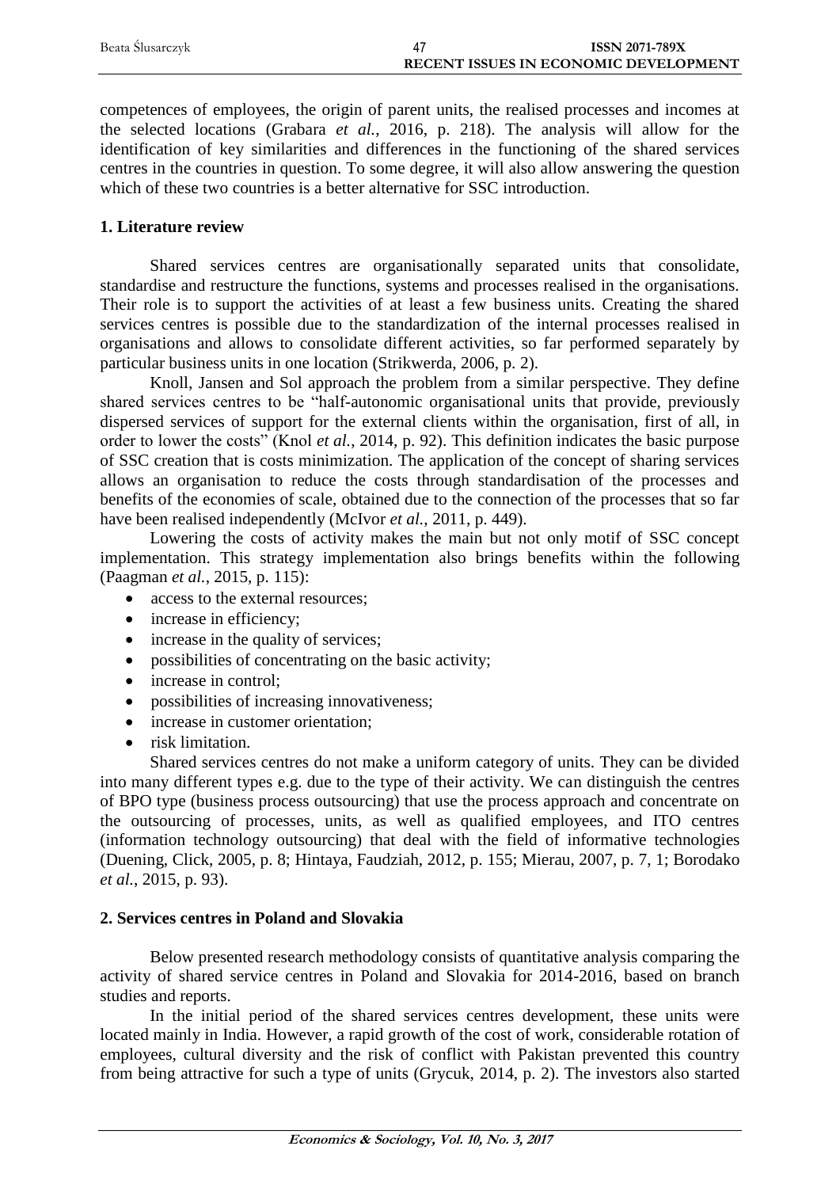competences of employees, the origin of parent units, the realised processes and incomes at the selected locations (Grabara *et al.*, 2016, p. 218). The analysis will allow for the identification of key similarities and differences in the functioning of the shared services centres in the countries in question. To some degree, it will also allow answering the question which of these two countries is a better alternative for SSC introduction.

## 1. Literature review

Shared services centres are organisationally separated units that consolidate, standardise and restructure the functions, systems and processes realised in the organisations. Their role is to support the activities of at least a few business units. Creating the shared services centres is possible due to the standardization of the internal processes realised in organisations and allows to consolidate different activities, so far performed separately by particular business units in one location (Strikwerda, 2006, p. 2).

Knoll, Jansen and Sol approach the problem from a similar perspective. They define shared services centres to be "half-autonomic organisational units that provide, previously dispersed services of support for the external clients within the organisation, first of all, in order to lower the costs" (Knol *et al.*, 2014, p. 92). This definition indicates the basic purpose of SSC creation that is costs minimization. The application of the concept of sharing services allows an organisation to reduce the costs through standardisation of the processes and benefits of the economies of scale, obtained due to the connection of the processes that so far have been realised independently (McIvor *et al.*, 2011, p. 449).

Lowering the costs of activity makes the main but not only motif of SSC concept implementation. This strategy implementation also brings benefits within the following (Paagman *et al.*, 2015, p. 115):

- access to the external resources;
- increase in efficiency;
- increase in the quality of services;
- possibilities of concentrating on the basic activity;
- increase in control;
- possibilities of increasing innovativeness;
- increase in customer orientation;
- risk limitation.

Shared services centres do not make a uniform category of units. They can be divided into many different types e.g. due to the type of their activity. We can distinguish the centres of BPO type (business process outsourcing) that use the process approach and concentrate on the outsourcing of processes, units, as well as qualified employees, and ITO centres (information technology outsourcing) that deal with the field of informative technologies (Duening, Click, 2005, p. 8; Hintaya, Faudziah, 2012, p. 155; Mierau, 2007, p. 7, 1; Borodako *et al.*, 2015, p. 93).

## 2. Services centres in Poland and Slovakia

Below presented research methodology consists of quantitative analysis comparing the activity of shared service centres in Poland and Slovakia for 2014-2016, based on branch studies and reports.

In the initial period of the shared services centres development, these units were located mainly in India. However, a rapid growth of the cost of work, considerable rotation of employees, cultural diversity and the risk of conflict with Pakistan prevented this country from being attractive for such a type of units (Grycuk, 2014, p. 2). The investors also started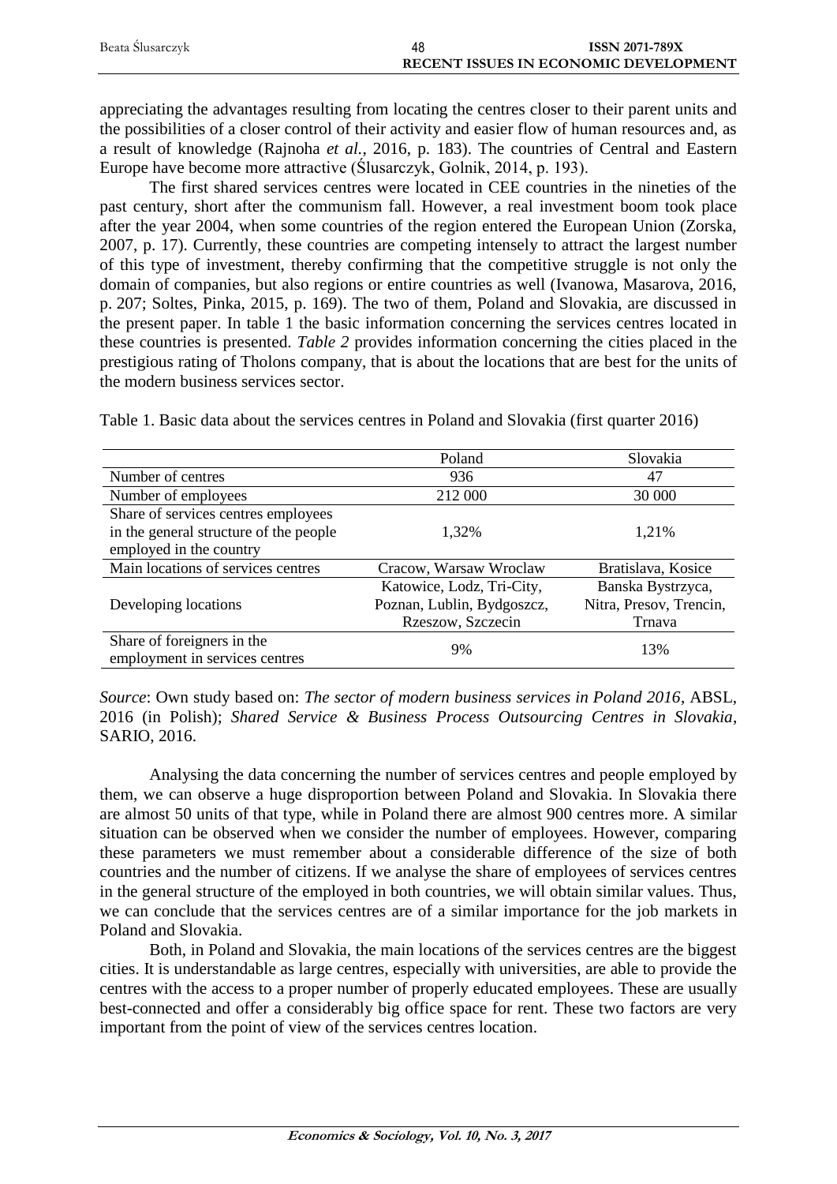appreciating the advantages resulting from locating the centres closer to their parent units and the possibilities of a closer control of their activity and easier flow of human resources and, as a result of knowledge (Rajnoha *et al.*, 2016, p. 183). The countries of Central and Eastern Europe have become more attractive (Ślusarczyk, Golnik, 2014, p. 193).

The first shared services centres were located in CEE countries in the nineties of the past century, short after the communism fall. However, a real investment boom took place after the year 2004, when some countries of the region entered the European Union (Zorska, 2007, p. 17). Currently, these countries are competing intensely to attract the largest number of this type of investment, thereby confirming that the competitive struggle is not only the domain of companies, but also regions or entire countries as well (Ivanowa, Masarova, 2016, p. 207; Soltes, Pinka, 2015, p. 169). The two of them, Poland and Slovakia, are discussed in the present paper. In table 1 the basic information concerning the services centres located in these countries is presented. *Table 2* provides information concerning the cities placed in the prestigious rating of Tholons company, that is about the locations that are best for the units of the modern business services sector.

Table 1. Basic data about the services centres in Poland and Slovakia (first quarter 2016)

| | Poland | Slovakia |
|---|---|---|
| Number of centres | 936 | 47 |
| Number of employees | 212 000 | 30 000 |
| Share of services centres employees in the general structure of the people employed in the country | 1,32% | 1,21% |
| Main locations of services centres | Cracow, Warsaw Wroclaw | Bratislava, Kosice |
| Developing locations | Katowice, Lodz, Tri-City, Poznan, Lublin, Bydgoszcz, Rzeszow, Szczecin | Banska Bystrzyca, Nitra, Presov, Trencin, Trnava |
| Share of foreigners in the employment in services centres | 9% | 13% |

*Source*: Own study based on: *The sector of modern business services in Poland 2016*, ABSL, 2016 (in Polish); *Shared Service & Business Process Outsourcing Centres in Slovakia*, SARIO, 2016.

Analysing the data concerning the number of services centres and people employed by them, we can observe a huge disproportion between Poland and Slovakia. In Slovakia there are almost 50 units of that type, while in Poland there are almost 900 centres more. A similar situation can be observed when we consider the number of employees. However, comparing these parameters we must remember about a considerable difference of the size of both countries and the number of citizens. If we analyse the share of employees of services centres in the general structure of the employed in both countries, we will obtain similar values. Thus, we can conclude that the services centres are of a similar importance for the job markets in Poland and Slovakia.

Both, in Poland and Slovakia, the main locations of the services centres are the biggest cities. It is understandable as large centres, especially with universities, are able to provide the centres with the access to a proper number of properly educated employees. These are usually best-connected and offer a considerably big office space for rent. These two factors are very important from the point of view of the services centres location.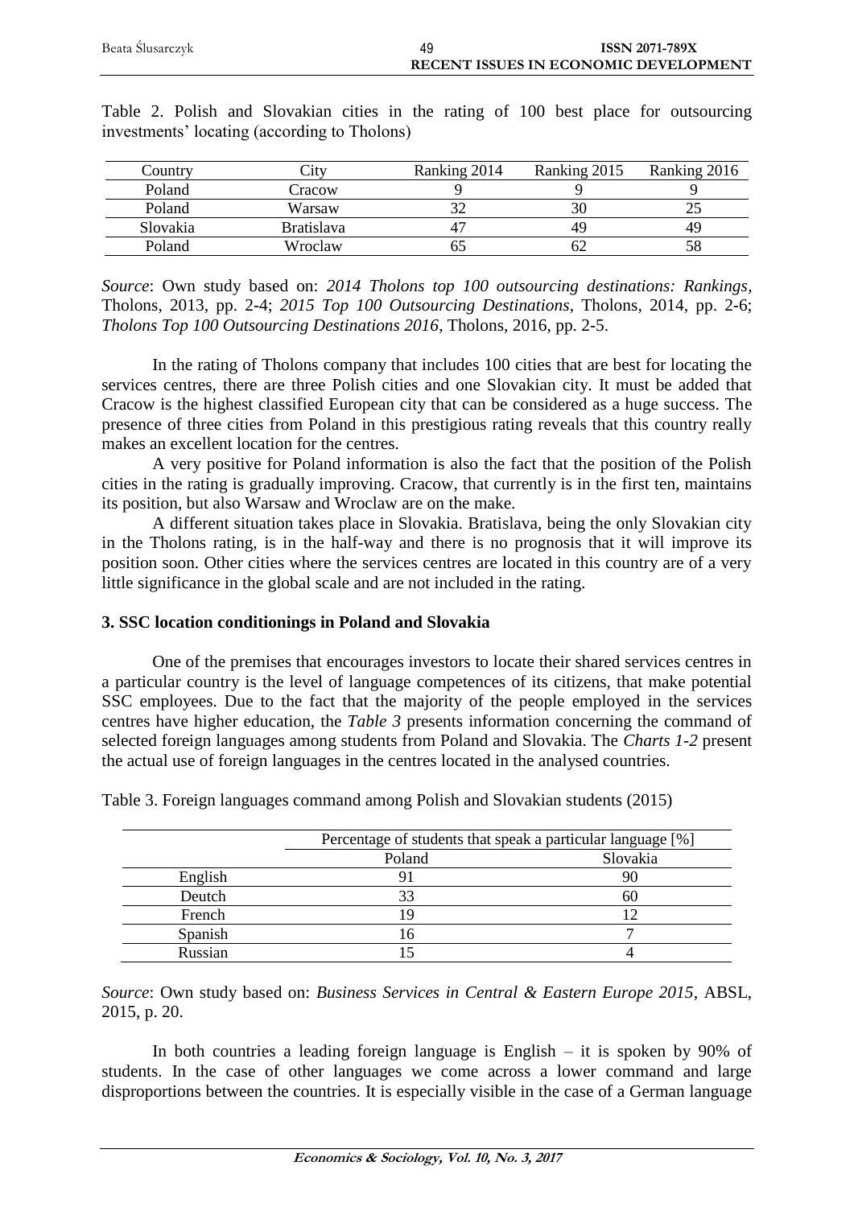Table 2. Polish and Slovakian cities in the rating of 100 best place for outsourcing investments' locating (according to Tholons)

| Country | City | Ranking 2014 | Ranking 2015 | Ranking 2016 |
|---|---|---|---|---|
| Poland | Cracow | 9 | 9 | 9 |
| Poland | Warsaw | 32 | 30 | 25 |
| Slovakia | Bratislava | 47 | 49 | 49 |
| Poland | Wroclaw | 65 | 62 | 58 |

*Source*: Own study based on: *2014 Tholons top 100 outsourcing destinations: Rankings*, Tholons, 2013, pp. 2-4; *2015 Top 100 Outsourcing Destinations*, Tholons, 2014, pp. 2-6; *Tholons Top 100 Outsourcing Destinations 2016*, Tholons, 2016, pp. 2-5.

In the rating of Tholons company that includes 100 cities that are best for locating the services centres, there are three Polish cities and one Slovakian city. It must be added that Cracow is the highest classified European city that can be considered as a huge success. The presence of three cities from Poland in this prestigious rating reveals that this country really makes an excellent location for the centres.

A very positive for Poland information is also the fact that the position of the Polish cities in the rating is gradually improving. Cracow, that currently is in the first ten, maintains its position, but also Warsaw and Wroclaw are on the make.

A different situation takes place in Slovakia. Bratislava, being the only Slovakian city in the Tholons rating, is in the half-way and there is no prognosis that it will improve its position soon. Other cities where the services centres are located in this country are of a very little significance in the global scale and are not included in the rating.

### 3. SSC location conditionings in Poland and Slovakia

One of the premises that encourages investors to locate their shared services centres in a particular country is the level of language competences of its citizens, that make potential SSC employees. Due to the fact that the majority of the people employed in the services centres have higher education, the *Table 3* presents information concerning the command of selected foreign languages among students from Poland and Slovakia. The *Charts 1-2* present the actual use of foreign languages in the centres located in the analysed countries.

Table 3. Foreign languages command among Polish and Slovakian students (2015)

| | Percentage of students that speak a particular language [%] | |
|---|---|---|
| | Poland | Slovakia |
| English | 91 | 90 |
| Deutch | 33 | 60 |
| French | 19 | 12 |
| Spanish | 16 | 7 |
| Russian | 15 | 4 |

*Source*: Own study based on: *Business Services in Central & Eastern Europe 2015*, ABSL, 2015, p. 20.

In both countries a leading foreign language is English – it is spoken by 90% of students. In the case of other languages we come across a lower command and large disproportions between the countries. It is especially visible in the case of a German language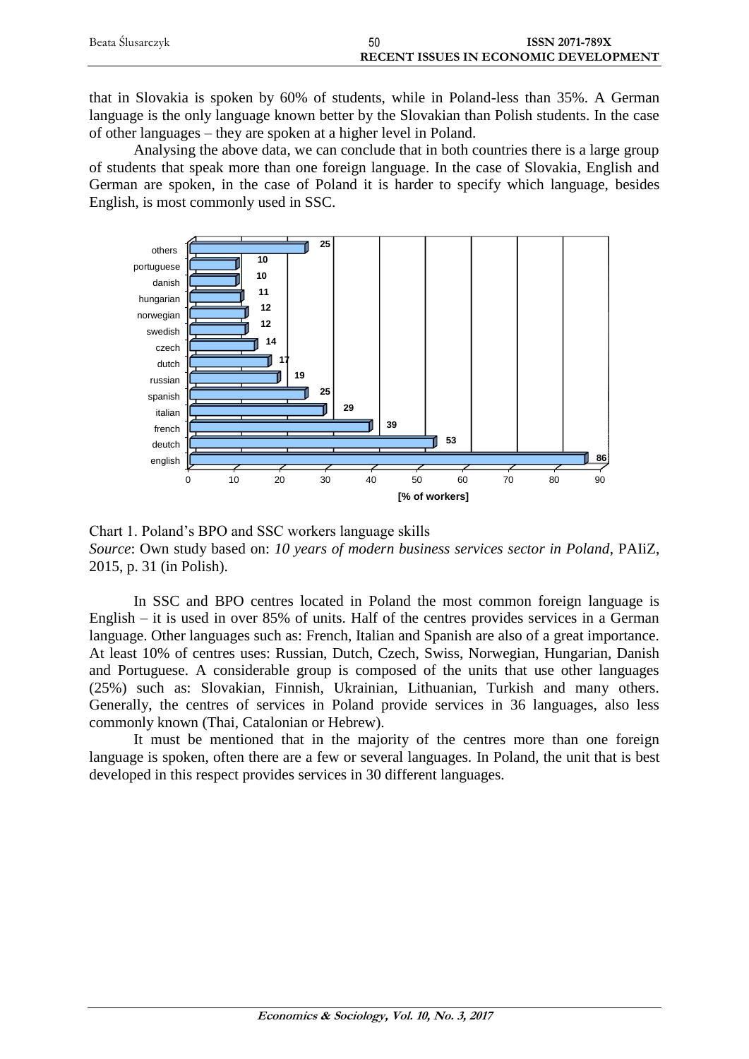that in Slovakia is spoken by 60% of students, while in Poland-less than 35%. A German language is the only language known better by the Slovakian than Polish students. In the case of other languages – they are spoken at a higher level in Poland.

Analysing the above data, we can conclude that in both countries there is a large group of students that speak more than one foreign language. In the case of Slovakia, English and German are spoken, in the case of Poland it is harder to specify which language, besides English, is most commonly used in SSC.

| Language | [% of workers] |
|---|---|
| others | 25 |
| portuguese | 10 |
| danish | 10 |
| hungarian | 11 |
| norwegian | 12 |
| swedish | 12 |
| czech | 14 |
| dutch | 17 |
| russian | 19 |
| spanish | 25 |
| italian | 29 |
| french | 39 |
| deutch | 53 |
| english | 86 |

Chart 1. Poland's BPO and SSC workers language skills
*Source*: Own study based on: *10 years of modern business services sector in Poland*, PAIiZ, 2015, p. 31 (in Polish).

In SSC and BPO centres located in Poland the most common foreign language is English – it is used in over 85% of units. Half of the centres provides services in a German language. Other languages such as: French, Italian and Spanish are also of a great importance. At least 10% of centres uses: Russian, Dutch, Czech, Swiss, Norwegian, Hungarian, Danish and Portuguese. A considerable group is composed of the units that use other languages (25%) such as: Slovakian, Finnish, Ukrainian, Lithuanian, Turkish and many others. Generally, the centres of services in Poland provide services in 36 languages, also less commonly known (Thai, Catalonian or Hebrew).

It must be mentioned that in the majority of the centres more than one foreign language is spoken, often there are a few or several languages. In Poland, the unit that is best developed in this respect provides services in 30 different languages.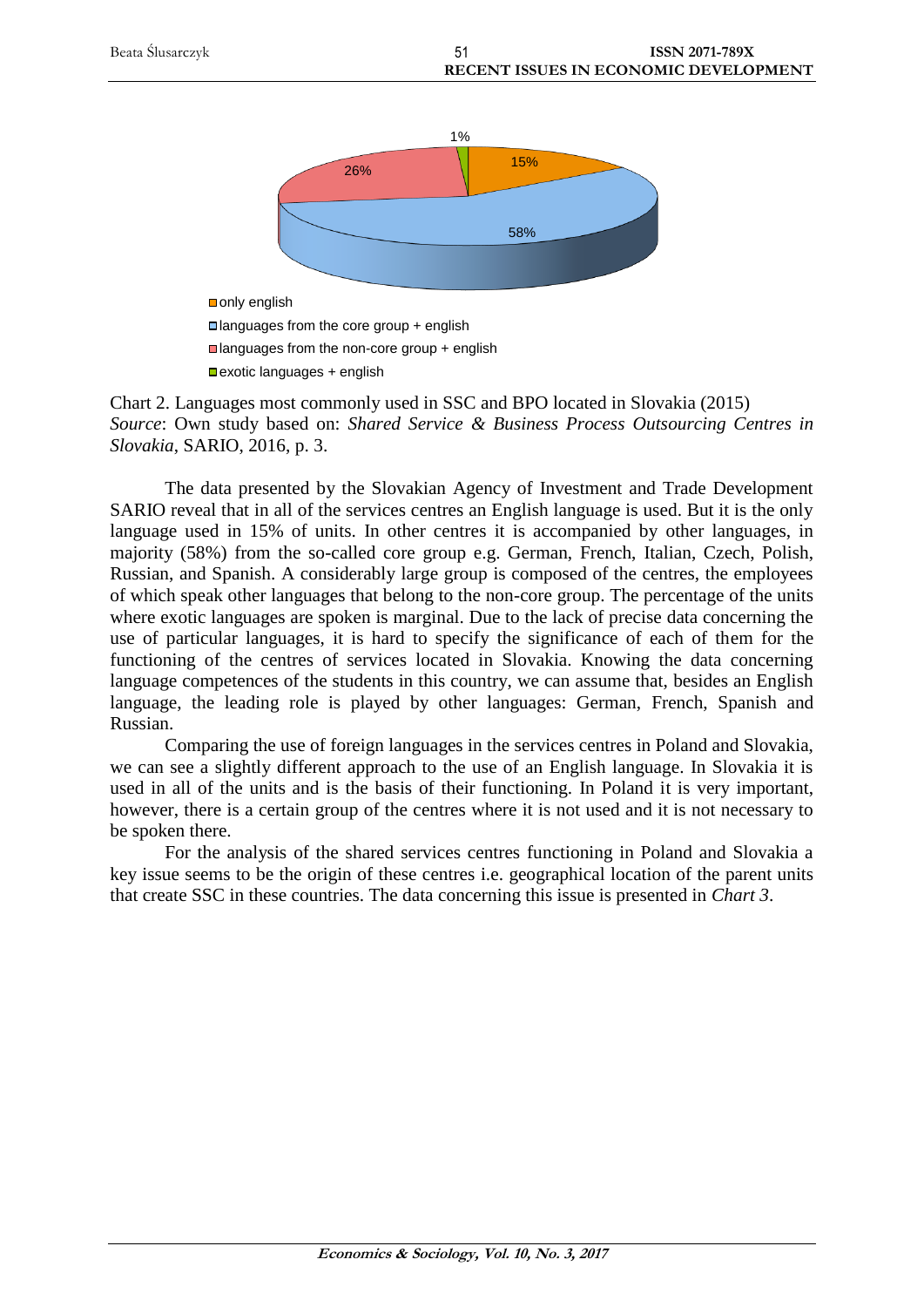Chart 2. Languages most commonly used in SSC and BPO located in Slovakia (2015)
*Source*: Own study based on: *Shared Service & Business Process Outsourcing Centres in Slovakia*, SARIO, 2016, p. 3.

The data presented by the Slovakian Agency of Investment and Trade Development SARIO reveal that in all of the services centres an English language is used. But it is the only language used in 15% of units. In other centres it is accompanied by other languages, in majority (58%) from the so-called core group e.g. German, French, Italian, Czech, Polish, Russian, and Spanish. A considerably large group is composed of the centres, the employees of which speak other languages that belong to the non-core group. The percentage of the units where exotic languages are spoken is marginal. Due to the lack of precise data concerning the use of particular languages, it is hard to specify the significance of each of them for the functioning of the centres of services located in Slovakia. Knowing the data concerning language competences of the students in this country, we can assume that, besides an English language, the leading role is played by other languages: German, French, Spanish and Russian.

Comparing the use of foreign languages in the services centres in Poland and Slovakia, we can see a slightly different approach to the use of an English language. In Slovakia it is used in all of the units and is the basis of their functioning. In Poland it is very important, however, there is a certain group of the centres where it is not used and it is not necessary to be spoken there.

For the analysis of the shared services centres functioning in Poland and Slovakia a key issue seems to be the origin of these centres i.e. geographical location of the parent units that create SSC in these countries. The data concerning this issue is presented in *Chart 3*.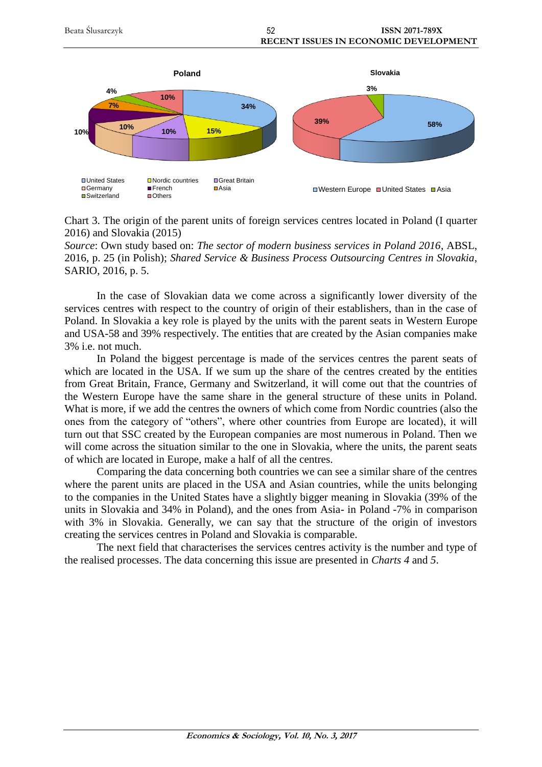Chart 3. The origin of the parent units of foreign services centres located in Poland (I quarter 2016) and Slovakia (2015)

*Source*: Own study based on: *The sector of modern business services in Poland 2016*, ABSL, 2016, p. 25 (in Polish); *Shared Service & Business Process Outsourcing Centres in Slovakia*, SARIO, 2016, p. 5.

In the case of Slovakian data we come across a significantly lower diversity of the services centres with respect to the country of origin of their establishers, than in the case of Poland. In Slovakia a key role is played by the units with the parent seats in Western Europe and USA-58 and 39% respectively. The entities that are created by the Asian companies make 3% i.e. not much.

In Poland the biggest percentage is made of the services centres the parent seats of which are located in the USA. If we sum up the share of the centres created by the entities from Great Britain, France, Germany and Switzerland, it will come out that the countries of the Western Europe have the same share in the general structure of these units in Poland. What is more, if we add the centres the owners of which come from Nordic countries (also the ones from the category of "others", where other countries from Europe are located), it will turn out that SSC created by the European companies are most numerous in Poland. Then we will come across the situation similar to the one in Slovakia, where the units, the parent seats of which are located in Europe, make a half of all the centres.

Comparing the data concerning both countries we can see a similar share of the centres where the parent units are placed in the USA and Asian countries, while the units belonging to the companies in the United States have a slightly bigger meaning in Slovakia (39% of the units in Slovakia and 34% in Poland), and the ones from Asia- in Poland -7% in comparison with 3% in Slovakia. Generally, we can say that the structure of the origin of investors creating the services centres in Poland and Slovakia is comparable.

The next field that characterises the services centres activity is the number and type of the realised processes. The data concerning this issue are presented in *Charts 4* and *5*.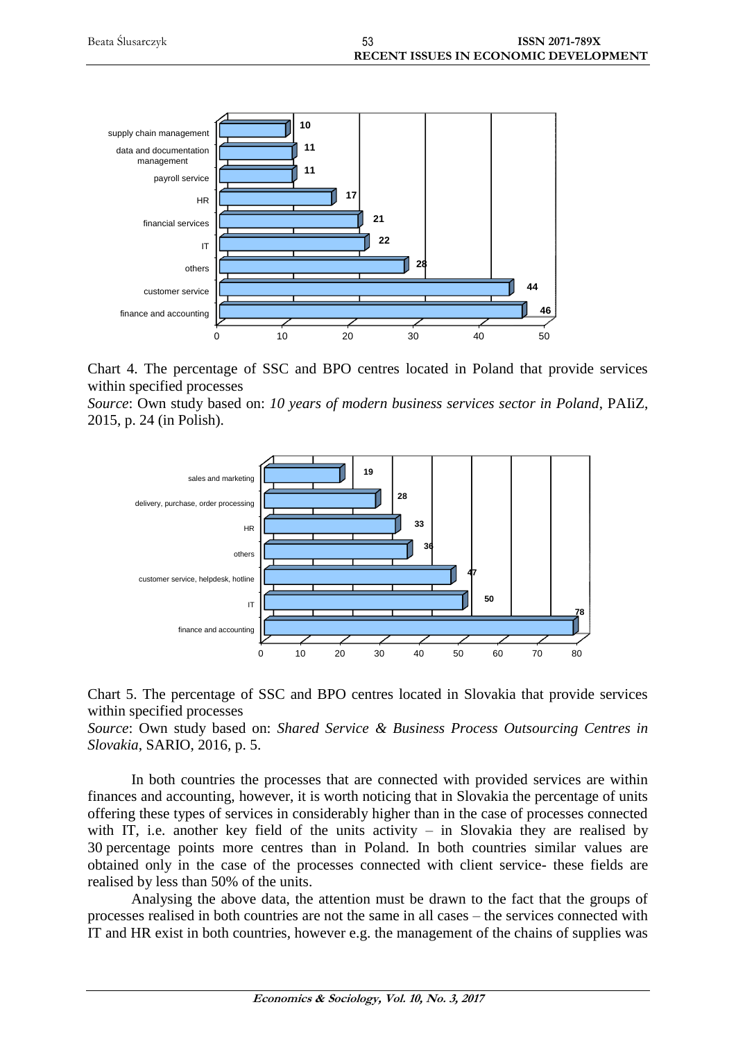| Process | % |
| --- | --- |
| supply chain management | 10 |
| data and documentation management | 11 |
| payroll service | 11 |
| HR | 17 |
| financial services | 21 |
| IT | 22 |
| others | 28 |
| customer service | 44 |
| finance and accounting | 46 |

Chart 4. The percentage of SSC and BPO centres located in Poland that provide services within specified processes

*Source*: Own study based on: *10 years of modern business services sector in Poland*, PAIiZ, 2015, p. 24 (in Polish).

| Process | % |
| --- | --- |
| sales and marketing | 19 |
| delivery, purchase, order processing | 28 |
| HR | 33 |
| others | 36 |
| customer service, helpdesk, hotline | 47 |
| IT | 50 |
| finance and accounting | 78 |

Chart 5. The percentage of SSC and BPO centres located in Slovakia that provide services within specified processes

*Source*: Own study based on: *Shared Service & Business Process Outsourcing Centres in Slovakia*, SARIO, 2016, p. 5.

In both countries the processes that are connected with provided services are within finances and accounting, however, it is worth noticing that in Slovakia the percentage of units offering these types of services in considerably higher than in the case of processes connected with IT, i.e. another key field of the units activity – in Slovakia they are realised by 30 percentage points more centres than in Poland. In both countries similar values are obtained only in the case of the processes connected with client service- these fields are realised by less than 50% of the units.

Analysing the above data, the attention must be drawn to the fact that the groups of processes realised in both countries are not the same in all cases – the services connected with IT and HR exist in both countries, however e.g. the management of the chains of supplies was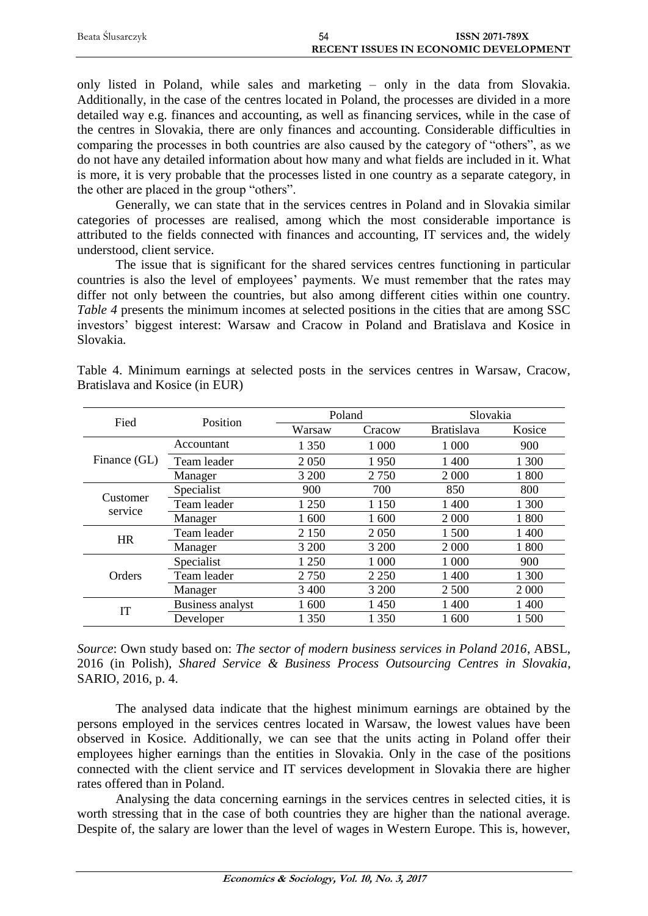only listed in Poland, while sales and marketing – only in the data from Slovakia. Additionally, in the case of the centres located in Poland, the processes are divided in a more detailed way e.g. finances and accounting, as well as financing services, while in the case of the centres in Slovakia, there are only finances and accounting. Considerable difficulties in comparing the processes in both countries are also caused by the category of "others", as we do not have any detailed information about how many and what fields are included in it. What is more, it is very probable that the processes listed in one country as a separate category, in the other are placed in the group "others".

Generally, we can state that in the services centres in Poland and in Slovakia similar categories of processes are realised, among which the most considerable importance is attributed to the fields connected with finances and accounting, IT services and, the widely understood, client service.

The issue that is significant for the shared services centres functioning in particular countries is also the level of employees' payments. We must remember that the rates may differ not only between the countries, but also among different cities within one country. *Table 4* presents the minimum incomes at selected positions in the cities that are among SSC investors' biggest interest: Warsaw and Cracow in Poland and Bratislava and Kosice in Slovakia.

Table 4. Minimum earnings at selected posts in the services centres in Warsaw, Cracow, Bratislava and Kosice (in EUR)

| Fied | Position | Poland | | Slovakia | |
|---|---|---|---|---|---|
| | | Warsaw | Cracow | Bratislava | Kosice |
| Finance (GL) | Accountant | 1 350 | 1 000 | 1 000 | 900 |
| | Team leader | 2 050 | 1 950 | 1 400 | 1 300 |
| | Manager | 3 200 | 2 750 | 2 000 | 1 800 |
| Customer service | Specialist | 900 | 700 | 850 | 800 |
| | Team leader | 1 250 | 1 150 | 1 400 | 1 300 |
| | Manager | 1 600 | 1 600 | 2 000 | 1 800 |
| HR | Team leader | 2 150 | 2 050 | 1 500 | 1 400 |
| | Manager | 3 200 | 3 200 | 2 000 | 1 800 |
| Orders | Specialist | 1 250 | 1 000 | 1 000 | 900 |
| | Team leader | 2 750 | 2 250 | 1 400 | 1 300 |
| | Manager | 3 400 | 3 200 | 2 500 | 2 000 |
| IT | Business analyst | 1 600 | 1 450 | 1 400 | 1 400 |
| | Developer | 1 350 | 1 350 | 1 600 | 1 500 |

*Source*: Own study based on: *The sector of modern business services in Poland 2016*, ABSL, 2016 (in Polish), *Shared Service & Business Process Outsourcing Centres in Slovakia*, SARIO, 2016, p. 4.

The analysed data indicate that the highest minimum earnings are obtained by the persons employed in the services centres located in Warsaw, the lowest values have been observed in Kosice. Additionally, we can see that the units acting in Poland offer their employees higher earnings than the entities in Slovakia. Only in the case of the positions connected with the client service and IT services development in Slovakia there are higher rates offered than in Poland.

Analysing the data concerning earnings in the services centres in selected cities, it is worth stressing that in the case of both countries they are higher than the national average. Despite of, the salary are lower than the level of wages in Western Europe. This is, however,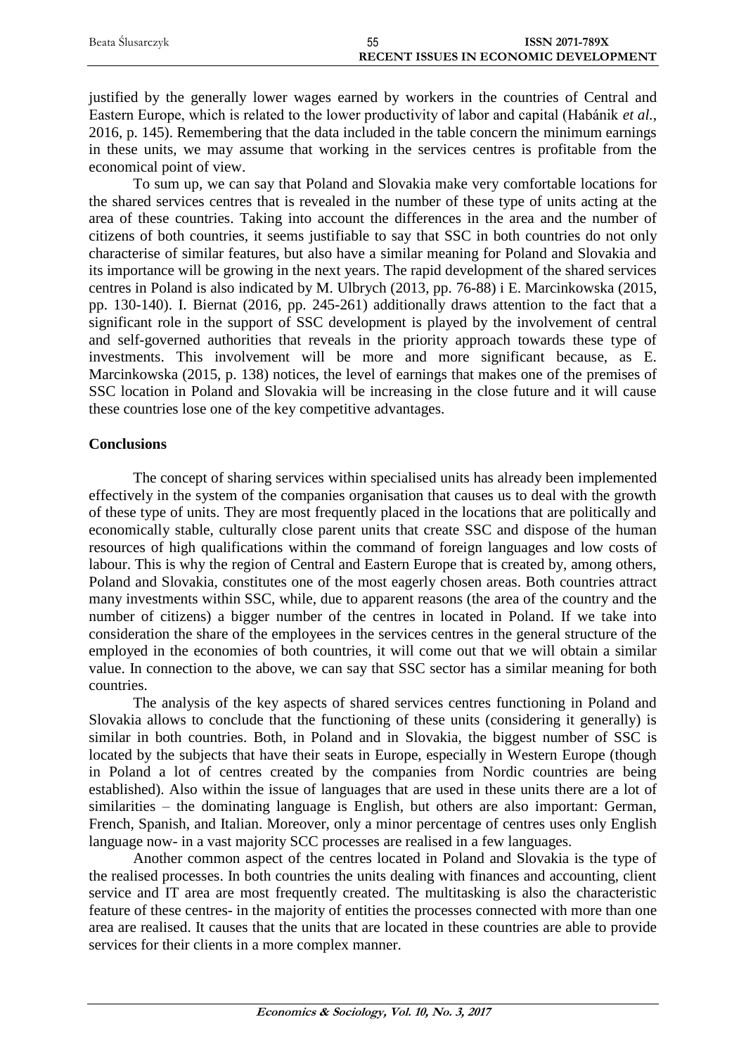justified by the generally lower wages earned by workers in the countries of Central and Eastern Europe, which is related to the lower productivity of labor and capital (Habánik *et al.*, 2016, p. 145). Remembering that the data included in the table concern the minimum earnings in these units, we may assume that working in the services centres is profitable from the economical point of view.

To sum up, we can say that Poland and Slovakia make very comfortable locations for the shared services centres that is revealed in the number of these type of units acting at the area of these countries. Taking into account the differences in the area and the number of citizens of both countries, it seems justifiable to say that SSC in both countries do not only characterise of similar features, but also have a similar meaning for Poland and Slovakia and its importance will be growing in the next years. The rapid development of the shared services centres in Poland is also indicated by M. Ulbrych (2013, pp. 76-88) i E. Marcinkowska (2015, pp. 130-140). I. Biernat (2016, pp. 245-261) additionally draws attention to the fact that a significant role in the support of SSC development is played by the involvement of central and self-governed authorities that reveals in the priority approach towards these type of investments. This involvement will be more and more significant because, as E. Marcinkowska (2015, p. 138) notices, the level of earnings that makes one of the premises of SSC location in Poland and Slovakia will be increasing in the close future and it will cause these countries lose one of the key competitive advantages.

## Conclusions

The concept of sharing services within specialised units has already been implemented effectively in the system of the companies organisation that causes us to deal with the growth of these type of units. They are most frequently placed in the locations that are politically and economically stable, culturally close parent units that create SSC and dispose of the human resources of high qualifications within the command of foreign languages and low costs of labour. This is why the region of Central and Eastern Europe that is created by, among others, Poland and Slovakia, constitutes one of the most eagerly chosen areas. Both countries attract many investments within SSC, while, due to apparent reasons (the area of the country and the number of citizens) a bigger number of the centres in located in Poland. If we take into consideration the share of the employees in the services centres in the general structure of the employed in the economies of both countries, it will come out that we will obtain a similar value. In connection to the above, we can say that SSC sector has a similar meaning for both countries.

The analysis of the key aspects of shared services centres functioning in Poland and Slovakia allows to conclude that the functioning of these units (considering it generally) is similar in both countries. Both, in Poland and in Slovakia, the biggest number of SSC is located by the subjects that have their seats in Europe, especially in Western Europe (though in Poland a lot of centres created by the companies from Nordic countries are being established). Also within the issue of languages that are used in these units there are a lot of similarities – the dominating language is English, but others are also important: German, French, Spanish, and Italian. Moreover, only a minor percentage of centres uses only English language now- in a vast majority SCC processes are realised in a few languages.

Another common aspect of the centres located in Poland and Slovakia is the type of the realised processes. In both countries the units dealing with finances and accounting, client service and IT area are most frequently created. The multitasking is also the characteristic feature of these centres- in the majority of entities the processes connected with more than one area are realised. It causes that the units that are located in these countries are able to provide services for their clients in a more complex manner.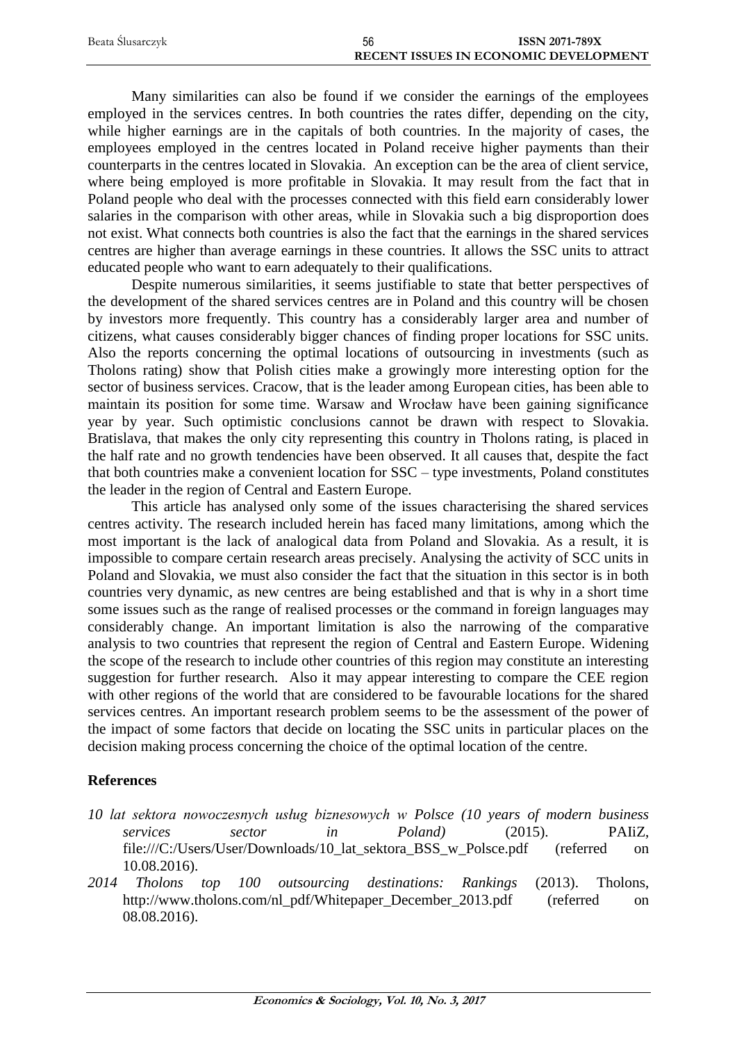Many similarities can also be found if we consider the earnings of the employees employed in the services centres. In both countries the rates differ, depending on the city, while higher earnings are in the capitals of both countries. In the majority of cases, the employees employed in the centres located in Poland receive higher payments than their counterparts in the centres located in Slovakia. An exception can be the area of client service, where being employed is more profitable in Slovakia. It may result from the fact that in Poland people who deal with the processes connected with this field earn considerably lower salaries in the comparison with other areas, while in Slovakia such a big disproportion does not exist. What connects both countries is also the fact that the earnings in the shared services centres are higher than average earnings in these countries. It allows the SSC units to attract educated people who want to earn adequately to their qualifications.

Despite numerous similarities, it seems justifiable to state that better perspectives of the development of the shared services centres are in Poland and this country will be chosen by investors more frequently. This country has a considerably larger area and number of citizens, what causes considerably bigger chances of finding proper locations for SSC units. Also the reports concerning the optimal locations of outsourcing in investments (such as Tholons rating) show that Polish cities make a growingly more interesting option for the sector of business services. Cracow, that is the leader among European cities, has been able to maintain its position for some time. Warsaw and Wrocław have been gaining significance year by year. Such optimistic conclusions cannot be drawn with respect to Slovakia. Bratislava, that makes the only city representing this country in Tholons rating, is placed in the half rate and no growth tendencies have been observed. It all causes that, despite the fact that both countries make a convenient location for SSC – type investments, Poland constitutes the leader in the region of Central and Eastern Europe.

This article has analysed only some of the issues characterising the shared services centres activity. The research included herein has faced many limitations, among which the most important is the lack of analogical data from Poland and Slovakia. As a result, it is impossible to compare certain research areas precisely. Analysing the activity of SCC units in Poland and Slovakia, we must also consider the fact that the situation in this sector is in both countries very dynamic, as new centres are being established and that is why in a short time some issues such as the range of realised processes or the command in foreign languages may considerably change. An important limitation is also the narrowing of the comparative analysis to two countries that represent the region of Central and Eastern Europe. Widening the scope of the research to include other countries of this region may constitute an interesting suggestion for further research. Also it may appear interesting to compare the CEE region with other regions of the world that are considered to be favourable locations for the shared services centres. An important research problem seems to be the assessment of the power of the impact of some factors that decide on locating the SSC units in particular places on the decision making process concerning the choice of the optimal location of the centre.

## References

*10 lat sektora nowoczesnych usług biznesowych w Polsce (10 years of modern business services sector in Poland)* (2015). PAIiZ, file:///C:/Users/User/Downloads/10_lat_sektora_BSS_w_Polsce.pdf (referred on 10.08.2016).

*2014 Tholons top 100 outsourcing destinations: Rankings* (2013). Tholons, http://www.tholons.com/nl_pdf/Whitepaper_December_2013.pdf (referred on 08.08.2016).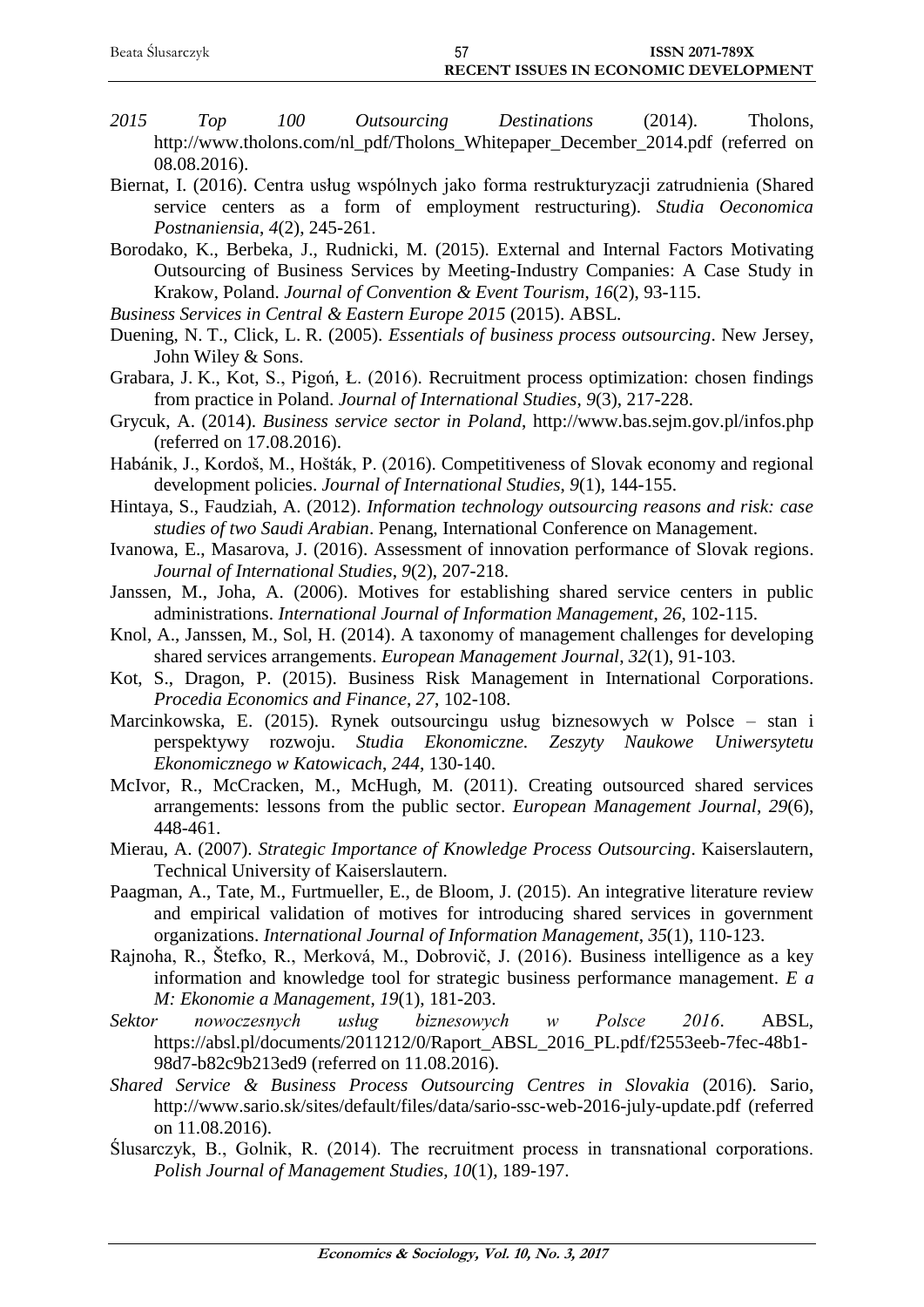*2015 Top 100 Outsourcing Destinations* (2014). Tholons, http://www.tholons.com/nl_pdf/Tholons_Whitepaper_December_2014.pdf (referred on 08.08.2016).

Biernat, I. (2016). Centra usług wspólnych jako forma restrukturyzacji zatrudnienia (Shared service centers as a form of employment restructuring). *Studia Oeconomica Postnaniensia*, *4*(2), 245-261.

Borodako, K., Berbeka, J., Rudnicki, M. (2015). External and Internal Factors Motivating Outsourcing of Business Services by Meeting-Industry Companies: A Case Study in Krakow, Poland. *Journal of Convention & Event Tourism*, *16*(2), 93-115.

*Business Services in Central & Eastern Europe 2015* (2015). ABSL.

Duening, N. T., Click, L. R. (2005). *Essentials of business process outsourcing*. New Jersey, John Wiley & Sons.

Grabara, J. K., Kot, S., Pigoń, Ł. (2016). Recruitment process optimization: chosen findings from practice in Poland. *Journal of International Studies*, *9*(3), 217-228.

Grycuk, A. (2014). *Business service sector in Poland*, http://www.bas.sejm.gov.pl/infos.php (referred on 17.08.2016).

Habánik, J., Kordoš, M., Hošták, P. (2016). Competitiveness of Slovak economy and regional development policies. *Journal of International Studies*, *9*(1), 144-155.

Hintaya, S., Faudziah, A. (2012). *Information technology outsourcing reasons and risk: case studies of two Saudi Arabian*. Penang, International Conference on Management.

Ivanowa, E., Masarova, J. (2016). Assessment of innovation performance of Slovak regions. *Journal of International Studies*, *9*(2), 207-218.

Janssen, M., Joha, A. (2006). Motives for establishing shared service centers in public administrations. *International Journal of Information Management*, *26*, 102-115.

Knol, A., Janssen, M., Sol, H. (2014). A taxonomy of management challenges for developing shared services arrangements. *European Management Journal*, *32*(1), 91-103.

Kot, S., Dragon, P. (2015). Business Risk Management in International Corporations. *Procedia Economics and Finance*, *27*, 102-108.

Marcinkowska, E. (2015). Rynek outsourcingu usług biznesowych w Polsce – stan i perspektywy rozwoju. *Studia Ekonomiczne. Zeszyty Naukowe Uniwersytetu Ekonomicznego w Katowicach*, *244*, 130-140.

McIvor, R., McCracken, M., McHugh, M. (2011). Creating outsourced shared services arrangements: lessons from the public sector. *European Management Journal*, *29*(6), 448-461.

Mierau, A. (2007). *Strategic Importance of Knowledge Process Outsourcing*. Kaiserslautern, Technical University of Kaiserslautern.

Paagman, A., Tate, M., Furtmueller, E., de Bloom, J. (2015). An integrative literature review and empirical validation of motives for introducing shared services in government organizations. *International Journal of Information Management*, *35*(1), 110-123.

Rajnoha, R., Štefko, R., Merková, M., Dobrovič, J. (2016). Business intelligence as a key information and knowledge tool for strategic business performance management. *E a M: Ekonomie a Management*, *19*(1), 181-203.

*Sektor nowoczesnych usług biznesowych w Polsce 2016*. ABSL, https://absl.pl/documents/2011212/0/Raport_ABSL_2016_PL.pdf/f2553eeb-7fec-48b1-98d7-b82c9b213ed9 (referred on 11.08.2016).

*Shared Service & Business Process Outsourcing Centres in Slovakia* (2016). Sario, http://www.sario.sk/sites/default/files/data/sario-ssc-web-2016-july-update.pdf (referred on 11.08.2016).

Ślusarczyk, B., Golnik, R. (2014). The recruitment process in transnational corporations. *Polish Journal of Management Studies*, *10*(1), 189-197.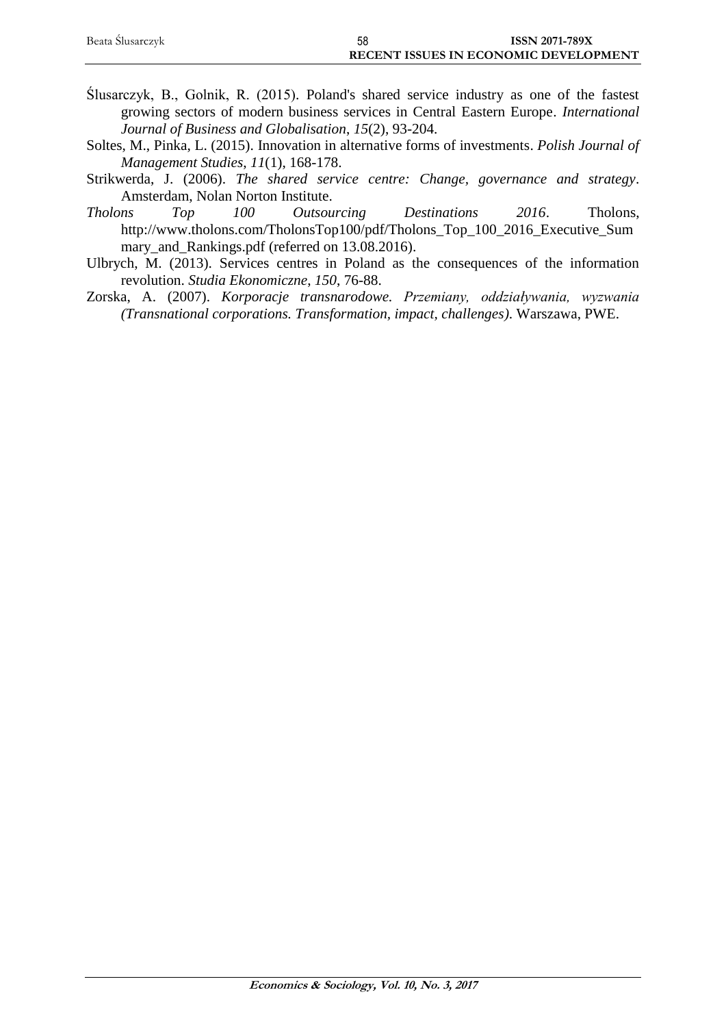Ślusarczyk, B., Golnik, R. (2015). Poland's shared service industry as one of the fastest growing sectors of modern business services in Central Eastern Europe. *International Journal of Business and Globalisation*, *15*(2), 93-204.

Soltes, M., Pinka, L. (2015). Innovation in alternative forms of investments. *Polish Journal of Management Studies*, *11*(1), 168-178.

Strikwerda, J. (2006). *The shared service centre: Change, governance and strategy*. Amsterdam, Nolan Norton Institute.

*Tholons Top 100 Outsourcing Destinations 2016*. Tholons, http://www.tholons.com/TholonsTop100/pdf/Tholons_Top_100_2016_Executive_Summary_and_Rankings.pdf (referred on 13.08.2016).

Ulbrych, M. (2013). Services centres in Poland as the consequences of the information revolution. *Studia Ekonomiczne*, *150*, 76-88.

Zorska, A. (2007). *Korporacje transnarodowe. Przemiany, oddziaływania, wyzwania (Transnational corporations. Transformation, impact, challenges)*. Warszawa, PWE.